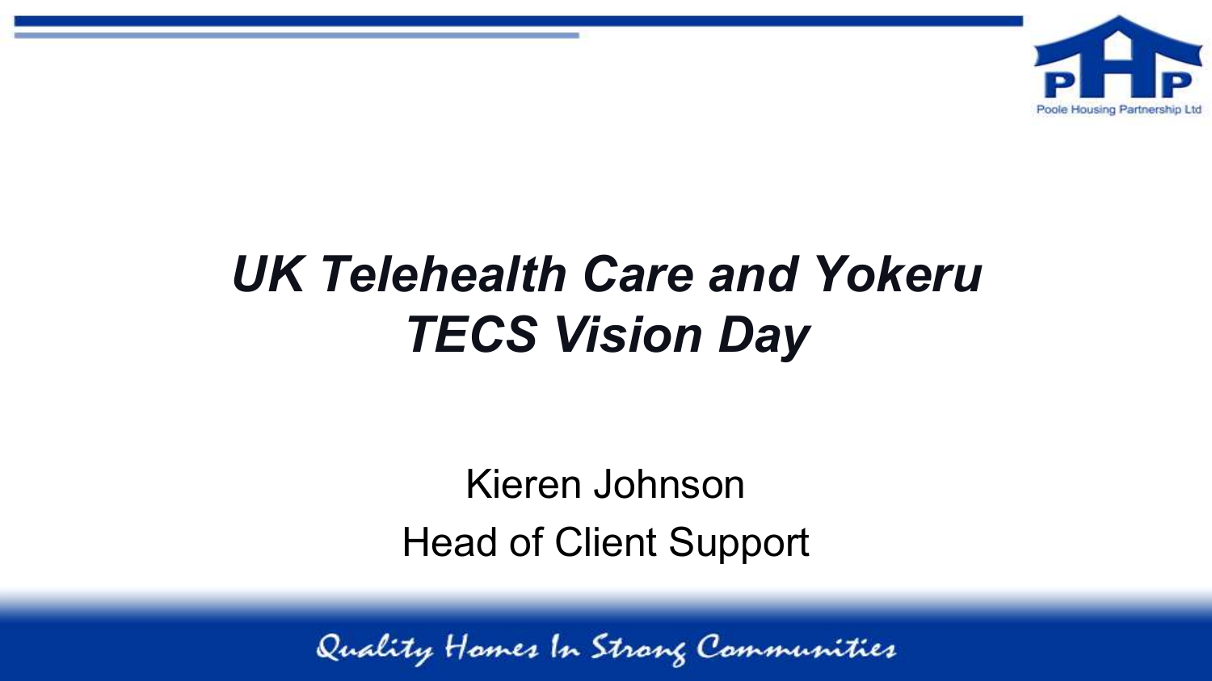# *UK Telehealth Care and Yokeru TECS Vision Day*

Kieren Johnson

Head of Client Support

Quality Homes In Strong Communities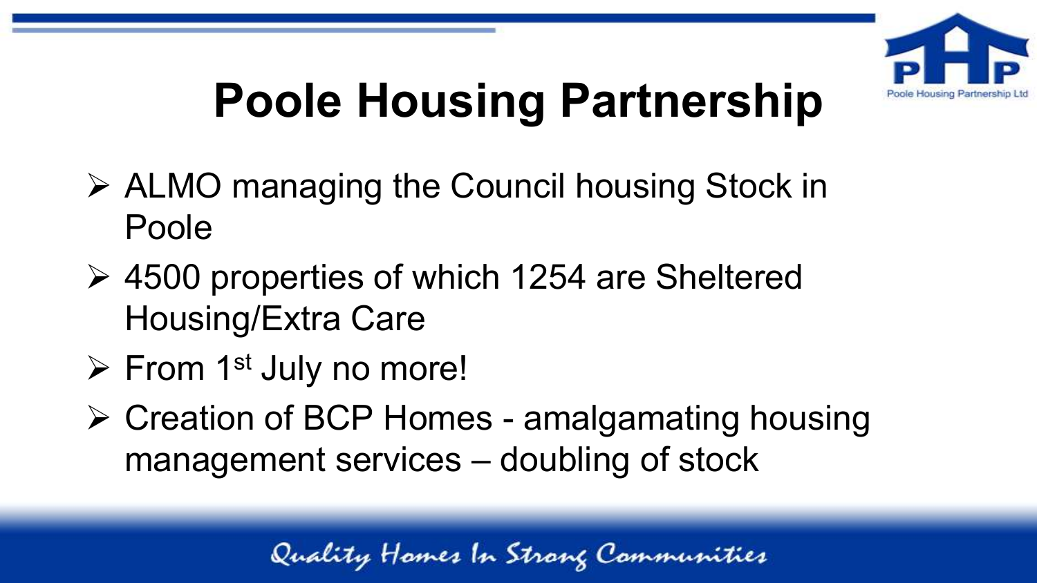# Poole Housing Partnership

- ALMO managing the Council housing Stock in Poole
- 4500 properties of which 1254 are Sheltered Housing/Extra Care
- From 1st July no more!
- Creation of BCP Homes - amalgamating housing management services – doubling of stock

*Quality Homes In Strong Communities*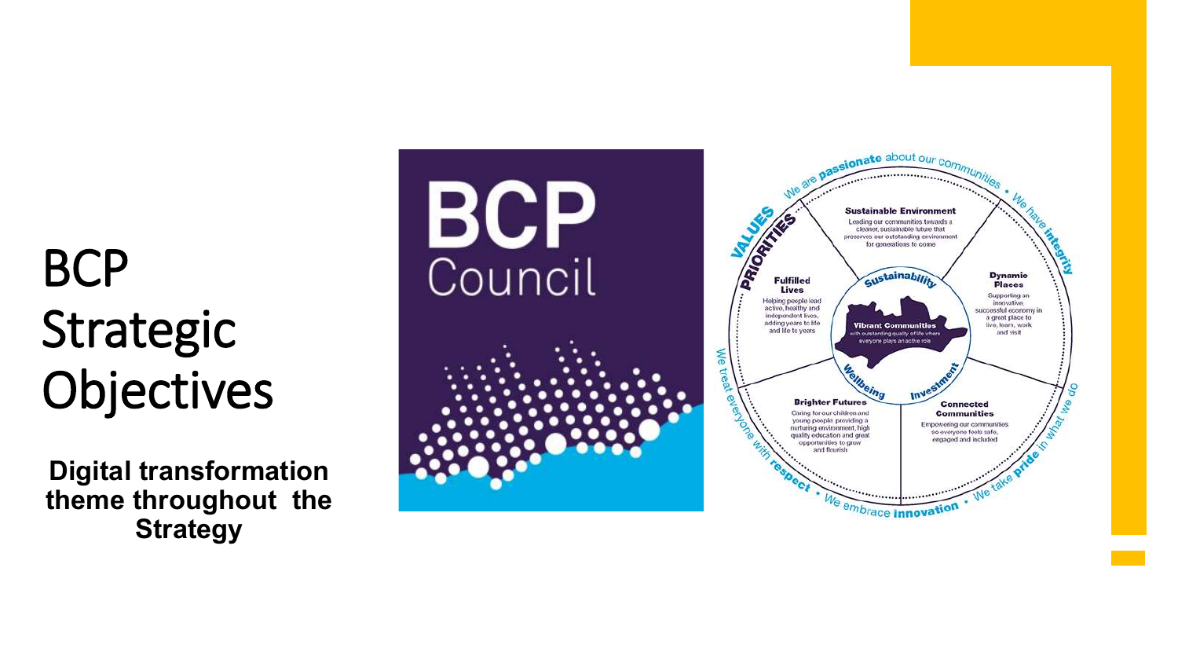# BCP Strategic Objectives

**Digital transformation theme throughout the Strategy**

BCP Council

VALUES

PRIORITIES

We are **passionate** about our communities • We have **integrity** • We take **pride** in what we do • We embrace **innovation** • We treat everyone with **respect**

**Sustainable Environment**
Leading our communities towards a cleaner, sustainable future that preserves our outstanding environment for generations to come

**Dynamic Places**
Supporting an innovative, successful economy in a great place to live, learn, work and visit

**Connected Communities**
Empowering our communities so everyone feels safe, engaged and included

**Brighter Futures**
Caring for our children and young people; providing a nurturing environment, high quality education and great opportunities to grow and flourish

**Fulfilled Lives**
Helping people lead active, healthy and independent lives, adding years to life and life to years

Sustainability

Investment

Wellbeing

**Vibrant Communities**
with outstanding quality of life where everyone plays an active role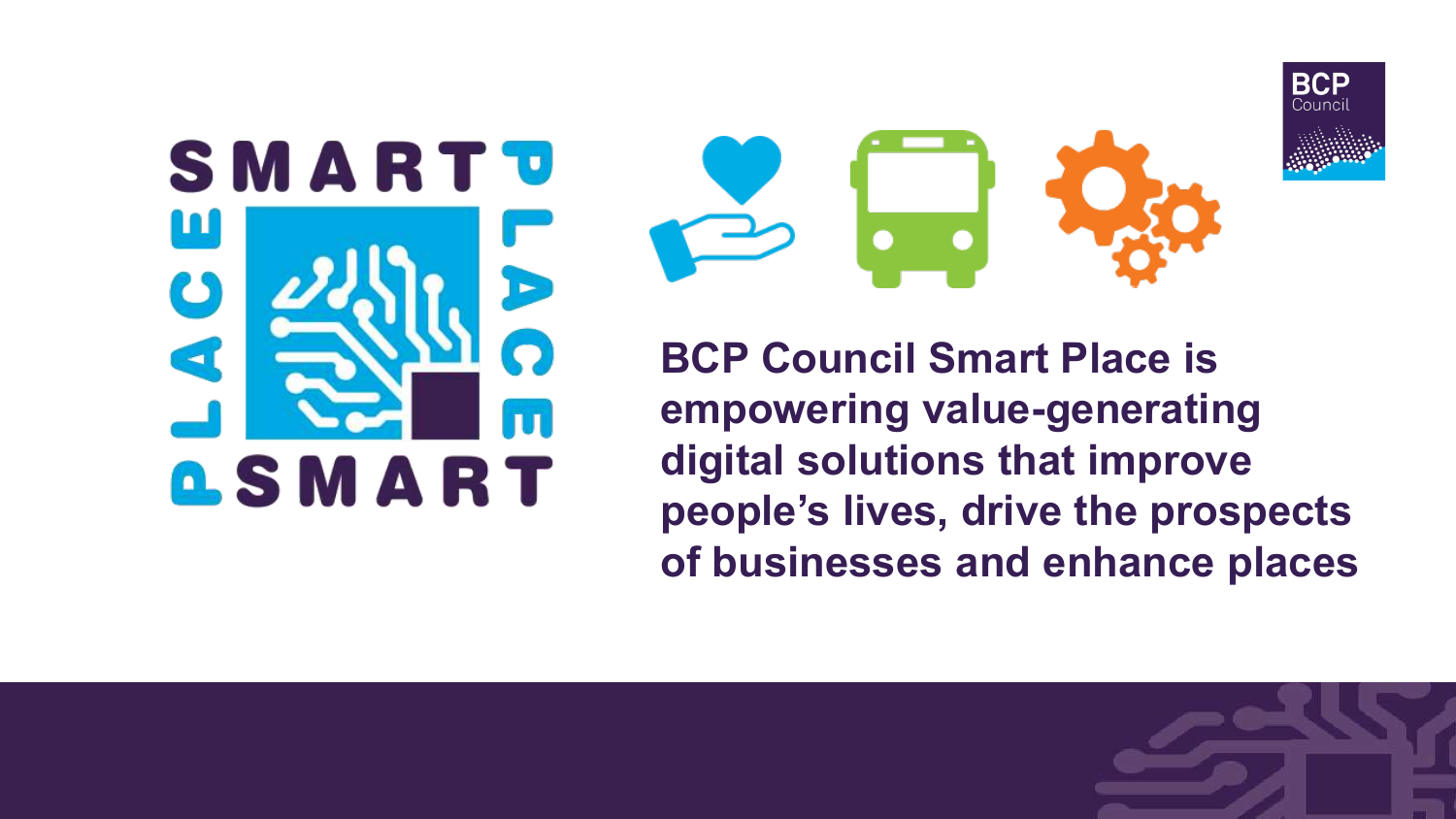**BCP Council Smart Place is empowering value-generating digital solutions that improve people's lives, drive the prospects of businesses and enhance places**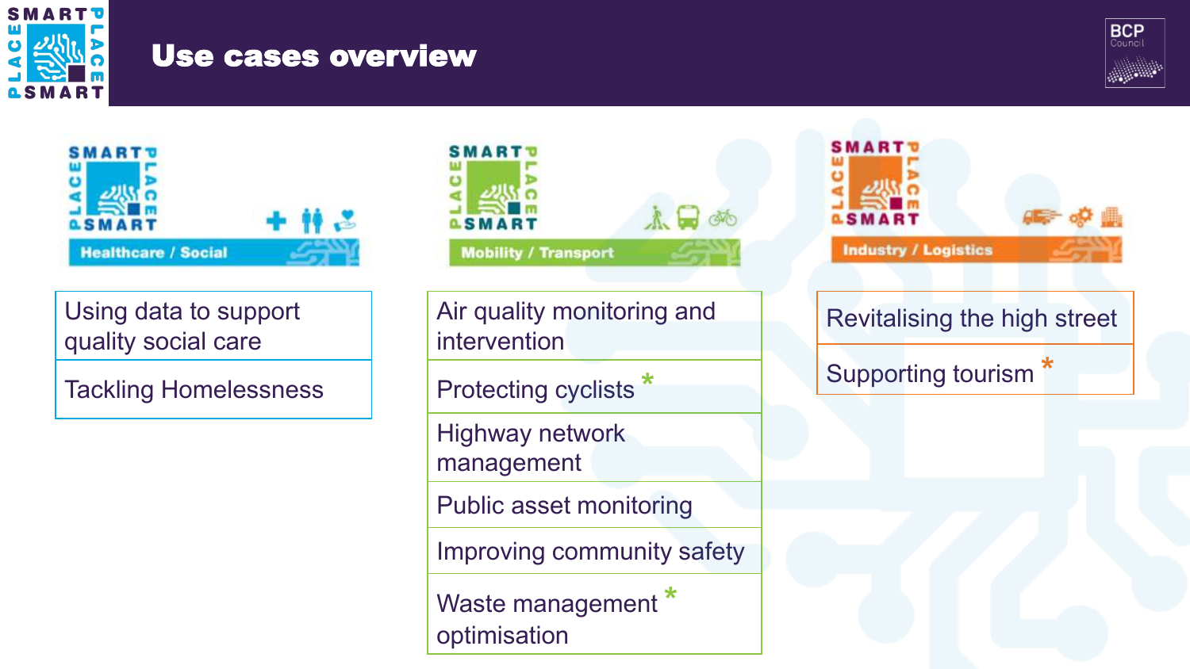# Use cases overview

## Healthcare / Social

- Using data to support quality social care
- Tackling Homelessness

## Mobility / Transport

- Air quality monitoring and intervention
- Protecting cyclists *
- Highway network management
- Public asset monitoring
- Improving community safety
- Waste management optimisation *

## Industry / Logistics

- Revitalising the high street
- Supporting tourism *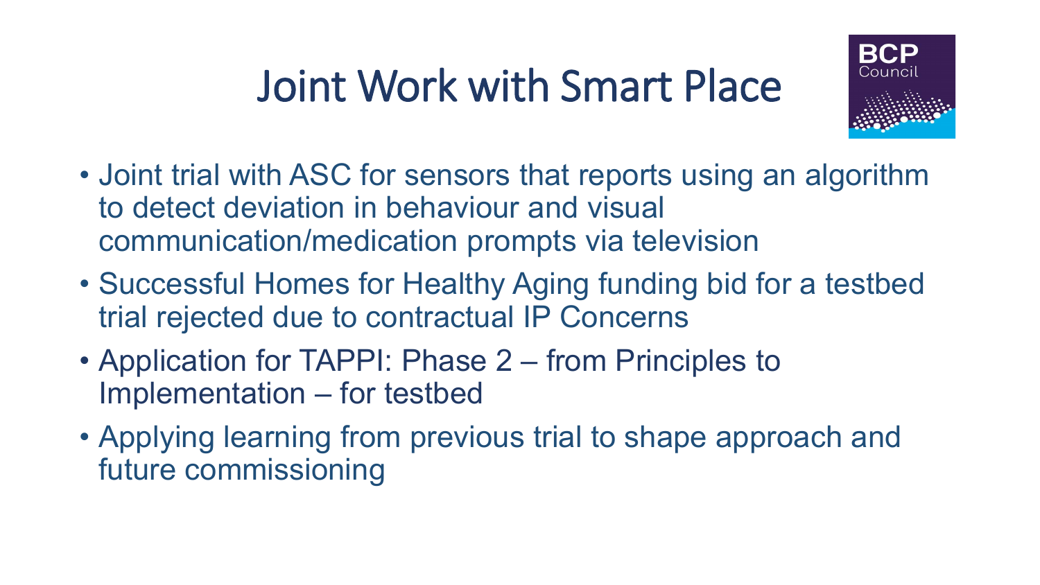# Joint Work with Smart Place

- Joint trial with ASC for sensors that reports using an algorithm to detect deviation in behaviour and visual communication/medication prompts via television
- Successful Homes for Healthy Aging funding bid for a testbed trial rejected due to contractual IP Concerns
- Application for TAPPI: Phase 2 – from Principles to Implementation – for testbed
- Applying learning from previous trial to shape approach and future commissioning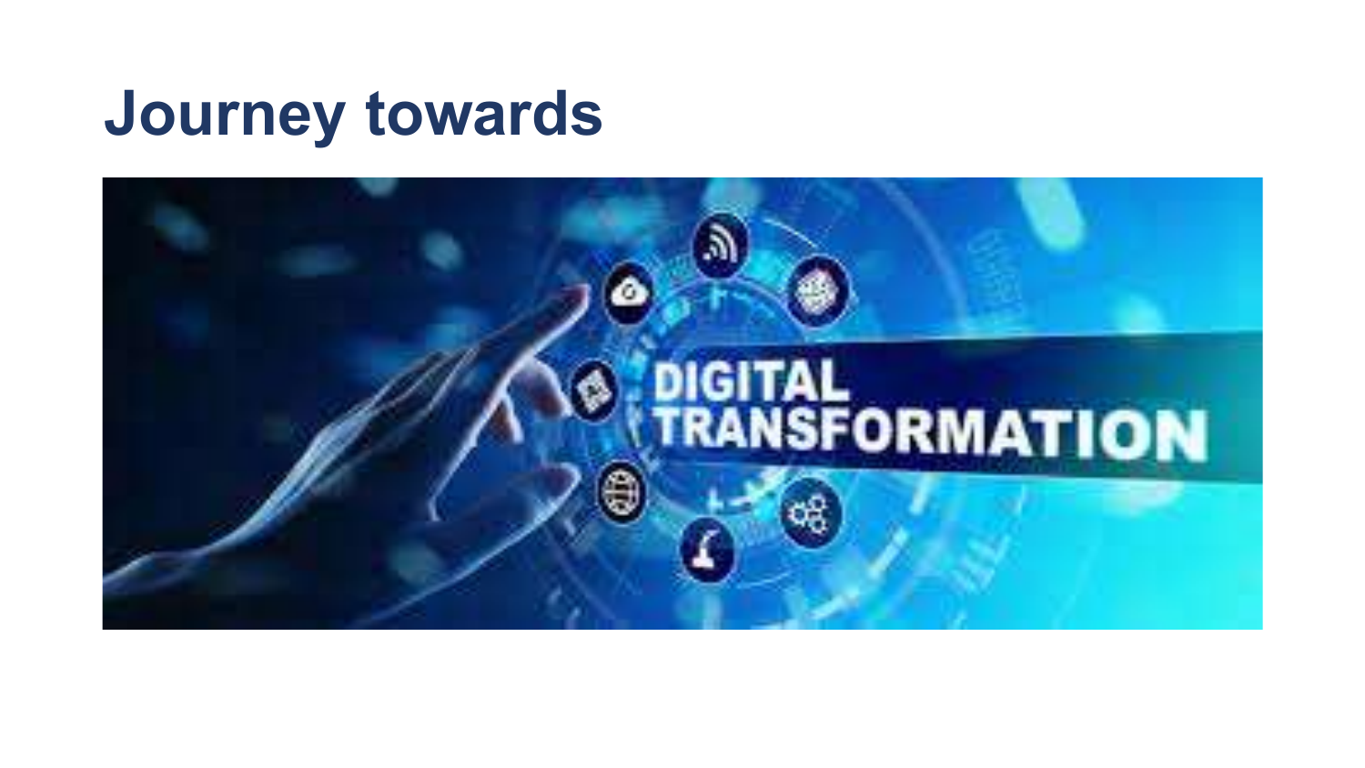# Journey towards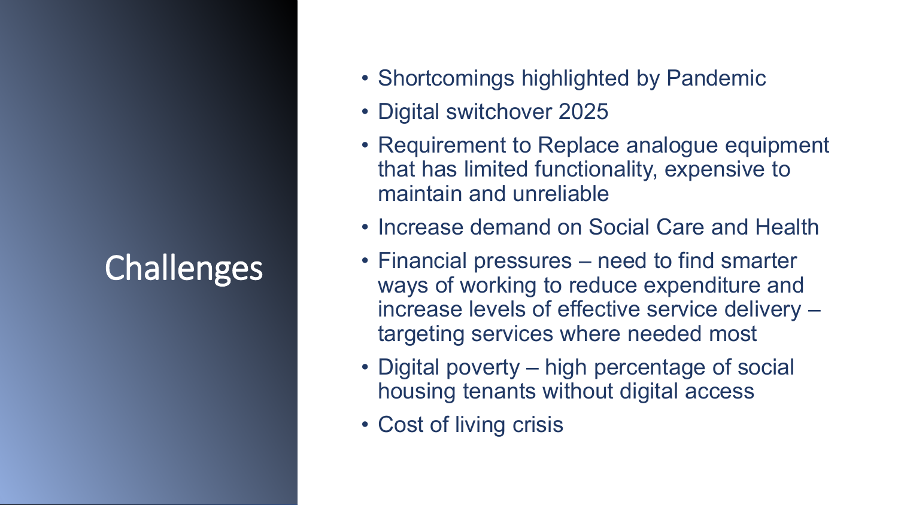# Challenges

- Shortcomings highlighted by Pandemic
- Digital switchover 2025
- Requirement to Replace analogue equipment that has limited functionality, expensive to maintain and unreliable
- Increase demand on Social Care and Health
- Financial pressures – need to find smarter ways of working to reduce expenditure and increase levels of effective service delivery – targeting services where needed most
- Digital poverty – high percentage of social housing tenants without digital access
- Cost of living crisis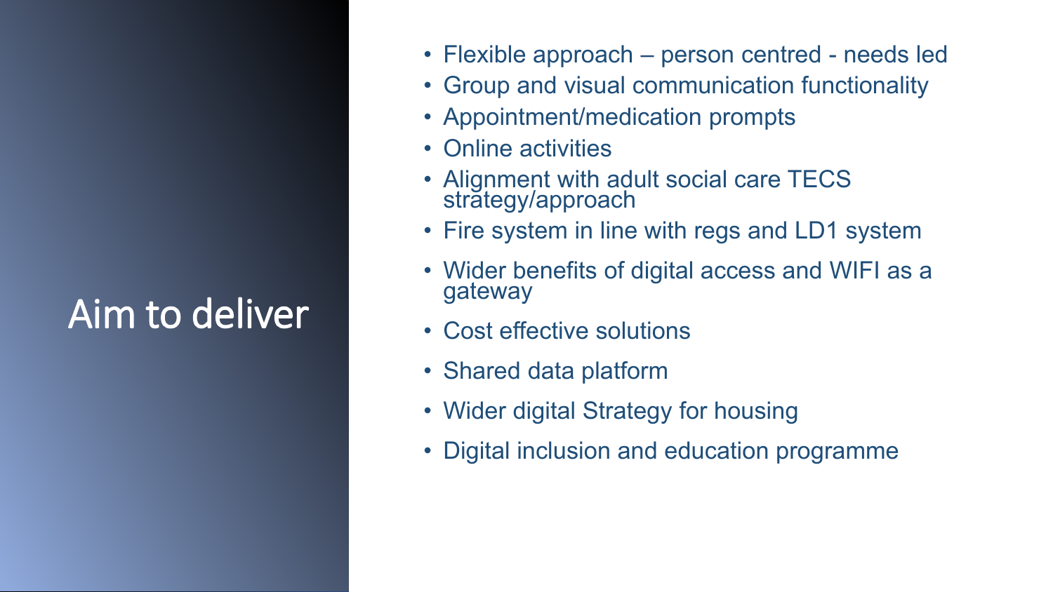# Aim to deliver

- Flexible approach – person centred - needs led
- Group and visual communication functionality
- Appointment/medication prompts
- Online activities
- Alignment with adult social care TECS strategy/approach
- Fire system in line with regs and LD1 system
- Wider benefits of digital access and WIFI as a gateway
- Cost effective solutions
- Shared data platform
- Wider digital Strategy for housing
- Digital inclusion and education programme